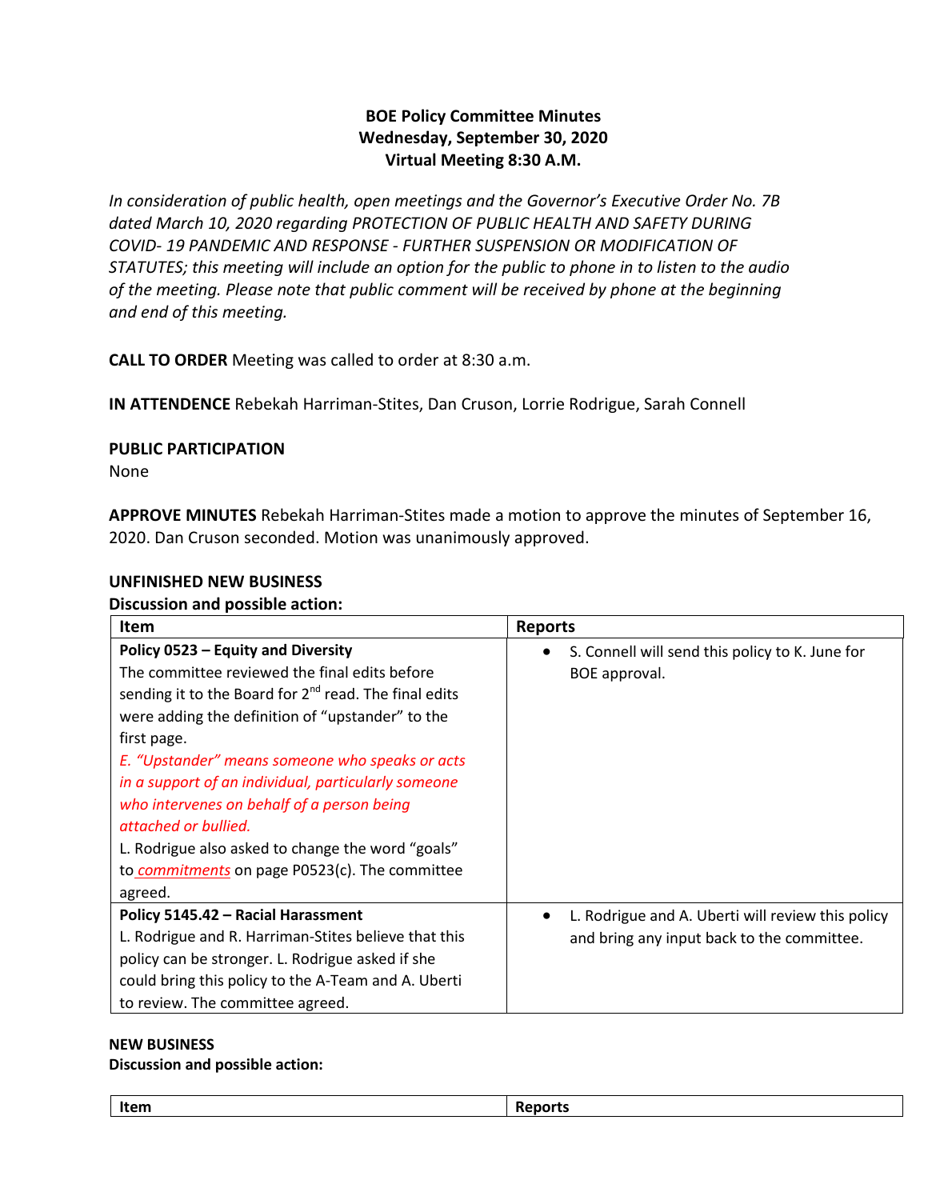# BOE Policy Committee Minutes
## Wednesday, September 30, 2020
## Virtual Meeting 8:30 A.M.

*In consideration of public health, open meetings and the Governor's Executive Order No. 7B dated March 10, 2020 regarding PROTECTION OF PUBLIC HEALTH AND SAFETY DURING COVID- 19 PANDEMIC AND RESPONSE - FURTHER SUSPENSION OR MODIFICATION OF STATUTES; this meeting will include an option for the public to phone in to listen to the audio of the meeting. Please note that public comment will be received by phone at the beginning and end of this meeting.*

**CALL TO ORDER** Meeting was called to order at 8:30 a.m.

**IN ATTENDENCE** Rebekah Harriman-Stites, Dan Cruson, Lorrie Rodrigue, Sarah Connell

**PUBLIC PARTICIPATION**
None

**APPROVE MINUTES** Rebekah Harriman-Stites made a motion to approve the minutes of September 16, 2020. Dan Cruson seconded. Motion was unanimously approved.

**UNFINISHED NEW BUSINESS**
**Discussion and possible action:**

| Item | Reports |
|---|---|
| **Policy 0523 – Equity and Diversity**<br>The committee reviewed the final edits before sending it to the Board for 2nd read. The final edits were adding the definition of "upstander" to the first page.<br>*E. "Upstander" means someone who speaks or acts in a support of an individual, particularly someone who intervenes on behalf of a person being attached or bullied.*<br>L. Rodrigue also asked to change the word "goals" to *commitments* on page P0523(c). The committee agreed. | • S. Connell will send this policy to K. June for BOE approval. |
| **Policy 5145.42 – Racial Harassment**<br>L. Rodrigue and R. Harriman-Stites believe that this policy can be stronger. L. Rodrigue asked if she could bring this policy to the A-Team and A. Uberti to review. The committee agreed. | • L. Rodrigue and A. Uberti will review this policy and bring any input back to the committee. |

**NEW BUSINESS**
**Discussion and possible action:**

| Item | Reports |
|---|---|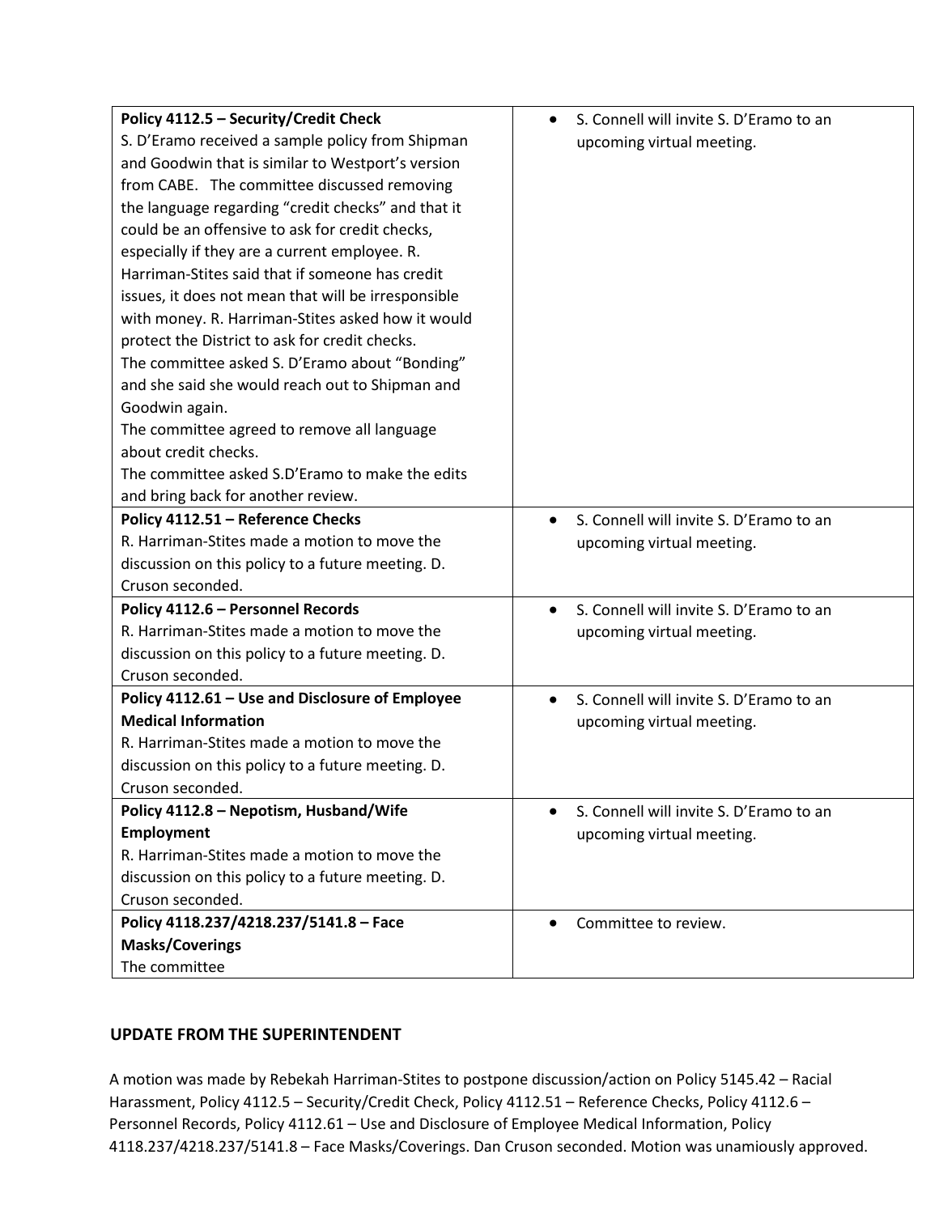| **Policy 4112.5 – Security/Credit Check**<br>S. D'Eramo received a sample policy from Shipman and Goodwin that is similar to Westport's version from CABE. The committee discussed removing the language regarding "credit checks" and that it could be an offensive to ask for credit checks, especially if they are a current employee. R. Harriman-Stites said that if someone has credit issues, it does not mean that will be irresponsible with money. R. Harriman-Stites asked how it would protect the District to ask for credit checks.<br>The committee asked S. D'Eramo about "Bonding" and she said she would reach out to Shipman and Goodwin again.<br>The committee agreed to remove all language about credit checks.<br>The committee asked S.D'Eramo to make the edits and bring back for another review. | • S. Connell will invite S. D'Eramo to an upcoming virtual meeting. |
|---|---|
| **Policy 4112.51 – Reference Checks**<br>R. Harriman-Stites made a motion to move the discussion on this policy to a future meeting. D. Cruson seconded. | • S. Connell will invite S. D'Eramo to an upcoming virtual meeting. |
| **Policy 4112.6 – Personnel Records**<br>R. Harriman-Stites made a motion to move the discussion on this policy to a future meeting. D. Cruson seconded. | • S. Connell will invite S. D'Eramo to an upcoming virtual meeting. |
| **Policy 4112.61 – Use and Disclosure of Employee Medical Information**<br>R. Harriman-Stites made a motion to move the discussion on this policy to a future meeting. D. Cruson seconded. | • S. Connell will invite S. D'Eramo to an upcoming virtual meeting. |
| **Policy 4112.8 – Nepotism, Husband/Wife Employment**<br>R. Harriman-Stites made a motion to move the discussion on this policy to a future meeting. D. Cruson seconded. | • S. Connell will invite S. D'Eramo to an upcoming virtual meeting. |
| **Policy 4118.237/4218.237/5141.8 – Face Masks/Coverings**<br>The committee | • Committee to review. |

## UPDATE FROM THE SUPERINTENDENT

A motion was made by Rebekah Harriman-Stites to postpone discussion/action on Policy 5145.42 – Racial Harassment, Policy 4112.5 – Security/Credit Check, Policy 4112.51 – Reference Checks, Policy 4112.6 – Personnel Records, Policy 4112.61 – Use and Disclosure of Employee Medical Information, Policy 4118.237/4218.237/5141.8 – Face Masks/Coverings. Dan Cruson seconded. Motion was unamiously approved.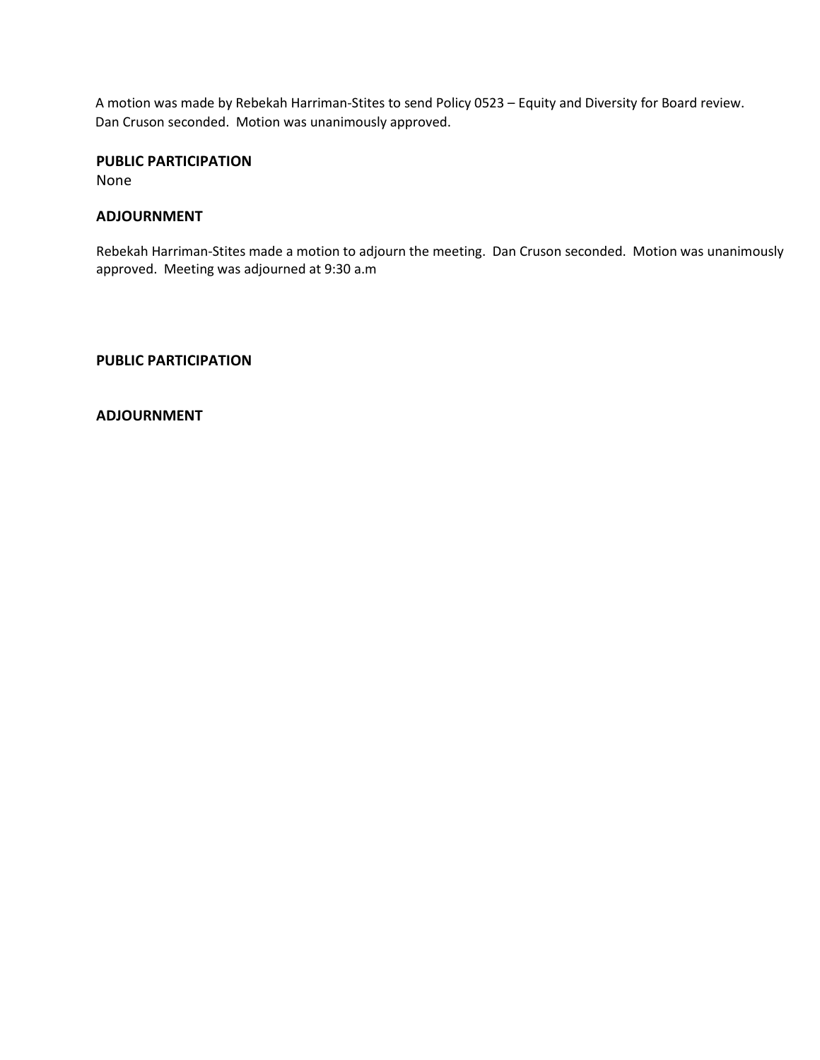A motion was made by Rebekah Harriman-Stites to send Policy 0523 – Equity and Diversity for Board review. Dan Cruson seconded. Motion was unanimously approved.

**PUBLIC PARTICIPATION**

None

**ADJOURNMENT**

Rebekah Harriman-Stites made a motion to adjourn the meeting. Dan Cruson seconded. Motion was unanimously approved. Meeting was adjourned at 9:30 a.m

**PUBLIC PARTICIPATION**

**ADJOURNMENT**